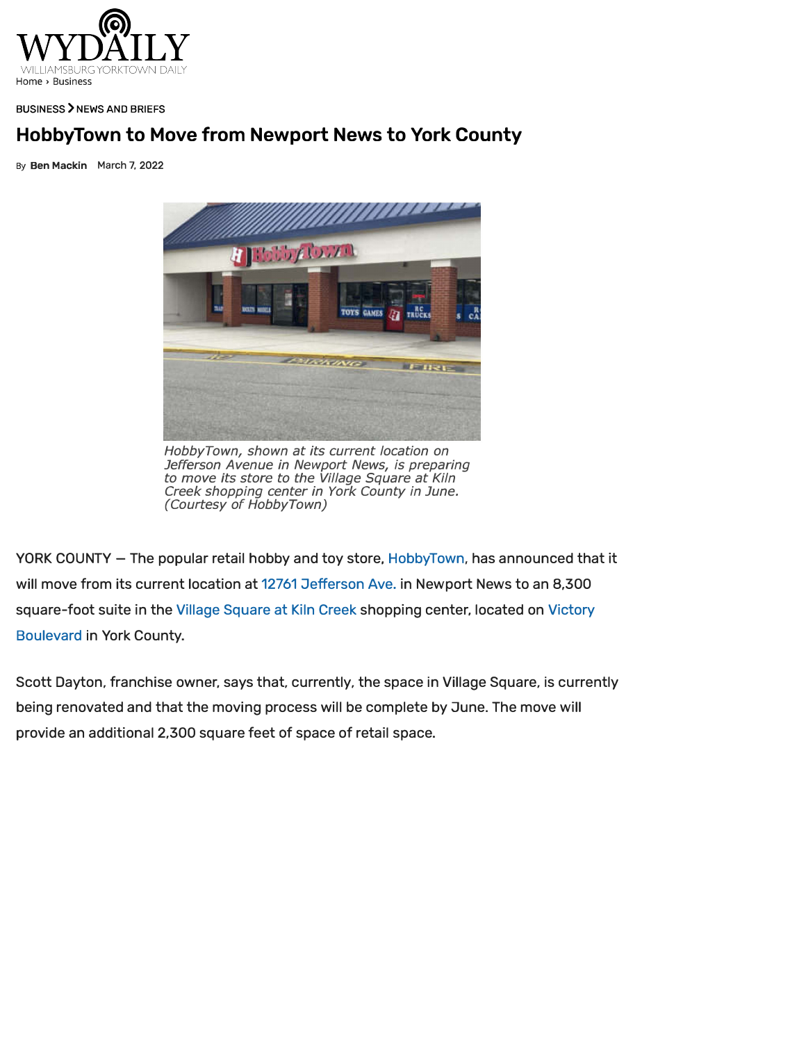Home › Business

BUSINESS > NEWS AND BRIEFS

# HobbyTown to Move from Newport News to York County

By **Ben Mackin** March 7, 2022

*HobbyTown, shown at its current location on Jefferson Avenue in Newport News, is preparing to move its store to the Village Square at Kiln Creek shopping center in York County in June. (Courtesy of HobbyTown)*

YORK COUNTY — The popular retail hobby and toy store, HobbyTown, has announced that it will move from its current location at 12761 Jefferson Ave. in Newport News to an 8,300 square-foot suite in the Village Square at Kiln Creek shopping center, located on Victory Boulevard in York County.

Scott Dayton, franchise owner, says that, currently, the space in Village Square, is currently being renovated and that the moving process will be complete by June. The move will provide an additional 2,300 square feet of space of retail space.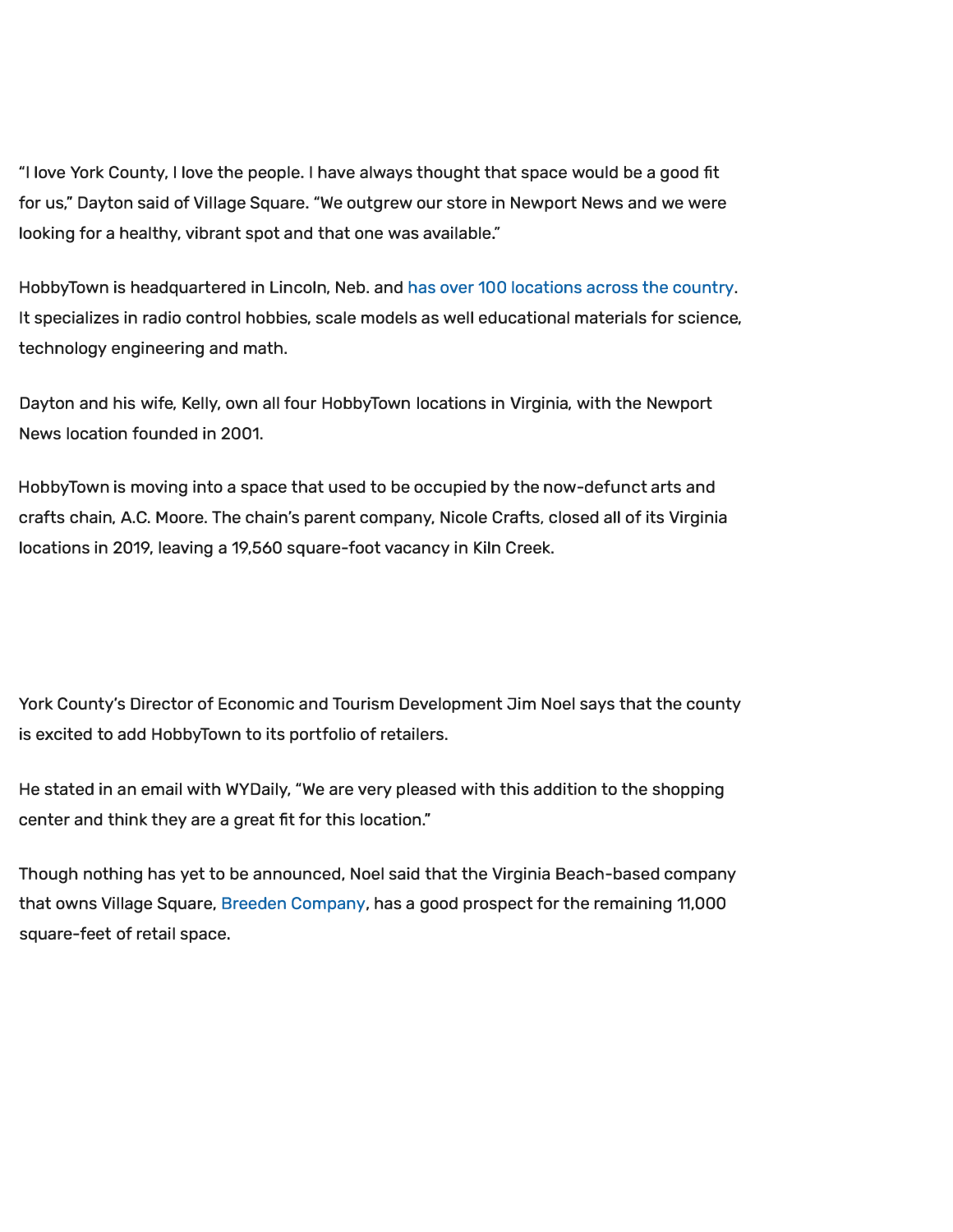"I love York County, I love the people. I have always thought that space would be a good fit for us," Dayton said of Village Square. "We outgrew our store in Newport News and we were looking for a healthy, vibrant spot and that one was available."

HobbyTown is headquartered in Lincoln, Neb. and has over 100 locations across the country. It specializes in radio control hobbies, scale models as well educational materials for science, technology engineering and math.

Dayton and his wife, Kelly, own all four HobbyTown locations in Virginia, with the Newport News location founded in 2001.

HobbyTown is moving into a space that used to be occupied by the now-defunct arts and crafts chain, A.C. Moore. The chain's parent company, Nicole Crafts, closed all of its Virginia locations in 2019, leaving a 19,560 square-foot vacancy in Kiln Creek.

York County's Director of Economic and Tourism Development Jim Noel says that the county is excited to add HobbyTown to its portfolio of retailers.

He stated in an email with WYDaily, "We are very pleased with this addition to the shopping center and think they are a great fit for this location."

Though nothing has yet to be announced, Noel said that the Virginia Beach-based company that owns Village Square, Breeden Company, has a good prospect for the remaining 11,000 square-feet of retail space.